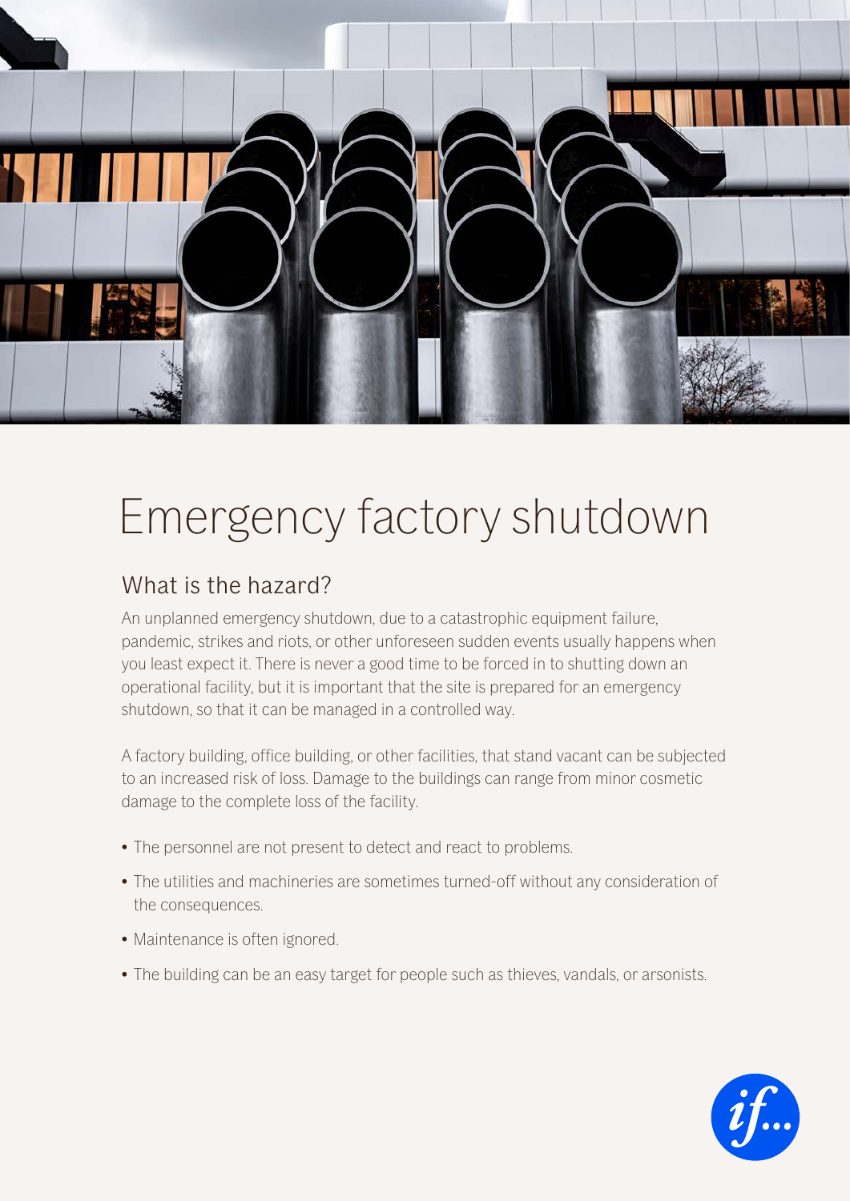# Emergency factory shutdown

## What is the hazard?

An unplanned emergency shutdown, due to a catastrophic equipment failure, pandemic, strikes and riots, or other unforeseen sudden events usually happens when you least expect it. There is never a good time to be forced in to shutting down an operational facility, but it is important that the site is prepared for an emergency shutdown, so that it can be managed in a controlled way.

A factory building, office building, or other facilities, that stand vacant can be subjected to an increased risk of loss. Damage to the buildings can range from minor cosmetic damage to the complete loss of the facility.

- The personnel are not present to detect and react to problems.
- The utilities and machineries are sometimes turned-off without any consideration of the consequences.
- Maintenance is often ignored.
- The building can be an easy target for people such as thieves, vandals, or arsonists.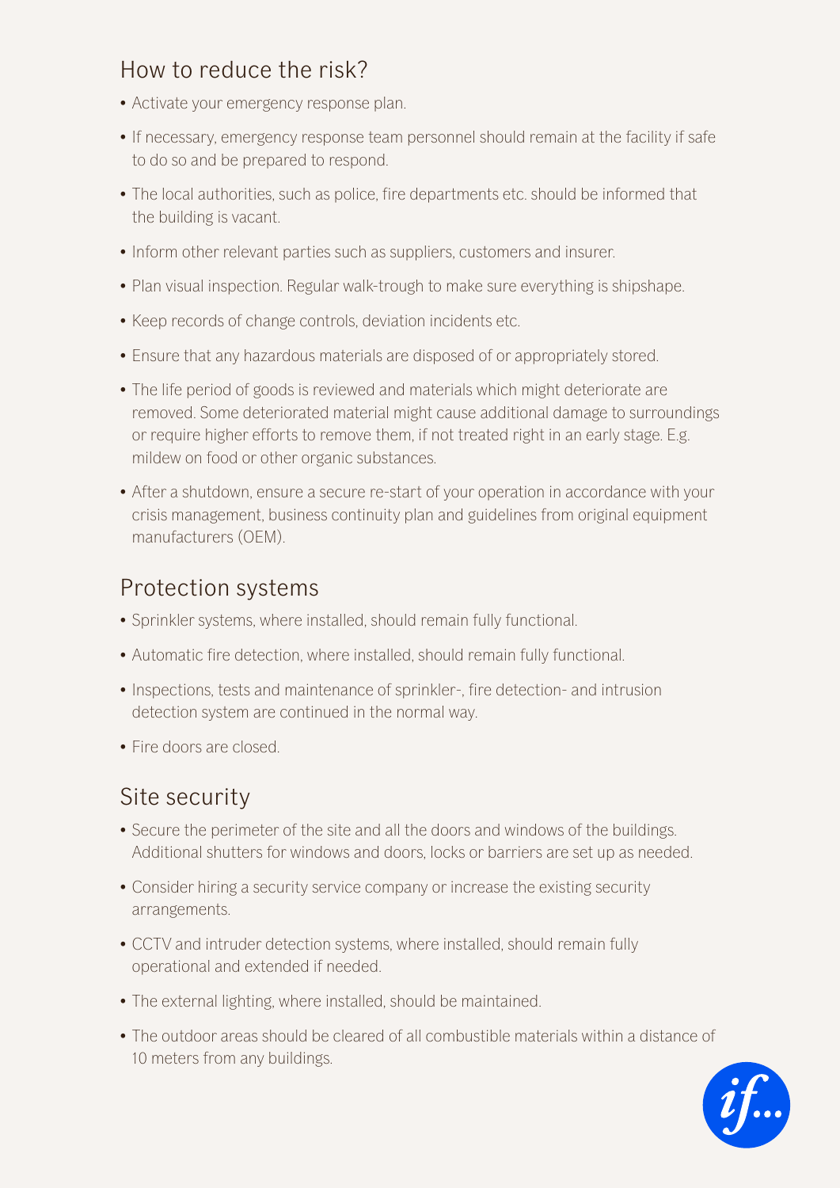## How to reduce the risk?

- Activate your emergency response plan.
- If necessary, emergency response team personnel should remain at the facility if safe to do so and be prepared to respond.
- The local authorities, such as police, fire departments etc. should be informed that the building is vacant.
- Inform other relevant parties such as suppliers, customers and insurer.
- Plan visual inspection. Regular walk-trough to make sure everything is shipshape.
- Keep records of change controls, deviation incidents etc.
- Ensure that any hazardous materials are disposed of or appropriately stored.
- The life period of goods is reviewed and materials which might deteriorate are removed. Some deteriorated material might cause additional damage to surroundings or require higher efforts to remove them, if not treated right in an early stage. E.g. mildew on food or other organic substances.
- After a shutdown, ensure a secure re-start of your operation in accordance with your crisis management, business continuity plan and guidelines from original equipment manufacturers (OEM).

## Protection systems

- Sprinkler systems, where installed, should remain fully functional.
- Automatic fire detection, where installed, should remain fully functional.
- Inspections, tests and maintenance of sprinkler-, fire detection- and intrusion detection system are continued in the normal way.
- Fire doors are closed.

## Site security

- Secure the perimeter of the site and all the doors and windows of the buildings. Additional shutters for windows and doors, locks or barriers are set up as needed.
- Consider hiring a security service company or increase the existing security arrangements.
- CCTV and intruder detection systems, where installed, should remain fully operational and extended if needed.
- The external lighting, where installed, should be maintained.
- The outdoor areas should be cleared of all combustible materials within a distance of 10 meters from any buildings.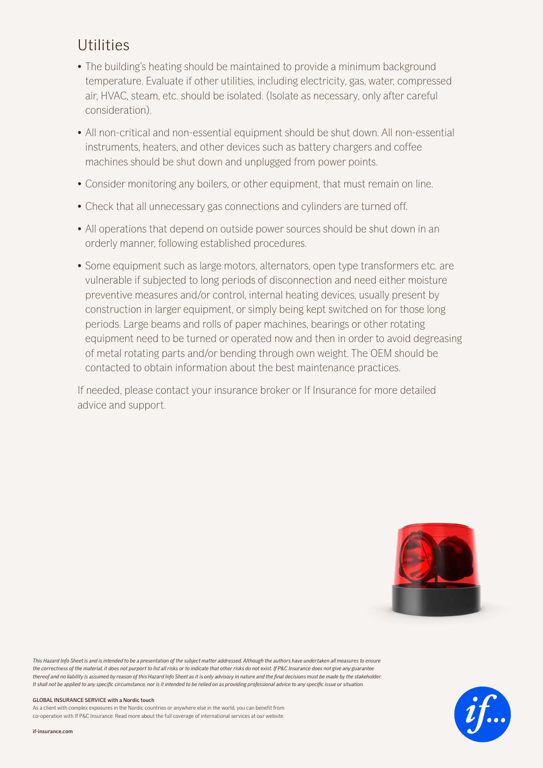## Utilities

- The building's heating should be maintained to provide a minimum background temperature. Evaluate if other utilities, including electricity, gas, water, compressed air, HVAC, steam, etc. should be isolated. (Isolate as necessary, only after careful consideration).
- All non-critical and non-essential equipment should be shut down. All non-essential instruments, heaters, and other devices such as battery chargers and coffee machines should be shut down and unplugged from power points.
- Consider monitoring any boilers, or other equipment, that must remain on line.
- Check that all unnecessary gas connections and cylinders are turned off.
- All operations that depend on outside power sources should be shut down in an orderly manner, following established procedures.
- Some equipment such as large motors, alternators, open type transformers etc. are vulnerable if subjected to long periods of disconnection and need either moisture preventive measures and/or control, internal heating devices, usually present by construction in larger equipment, or simply being kept switched on for those long periods. Large beams and rolls of paper machines, bearings or other rotating equipment need to be turned or operated now and then in order to avoid degreasing of metal rotating parts and/or bending through own weight. The OEM should be contacted to obtain information about the best maintenance practices.

If needed, please contact your insurance broker or If Insurance for more detailed advice and support.

*This Hazard Info Sheet is and is intended to be a presentation of the subject matter addressed. Although the authors have undertaken all measures to ensure the correctness of the material, it does not purport to list all risks or to indicate that other risks do not exist. If P&C Insurance does not give any guarantee thereof and no liability is assumed by reason of this Hazard Info Sheet as it is only advisory in nature and the final decisions must be made by the stakeholder. It shall not be applied to any specific circumstance, nor is it intended to be relied on as providing professional advice to any specific issue or situation.*

**GLOBAL INSURANCE SERVICE with a Nordic touch**

As a client with complex exposures in the Nordic countries or anywhere else in the world, you can benefit from co-operation with If P&C Insurance. Read more about the full coverage of international services at our website.

**if-insurance.com**